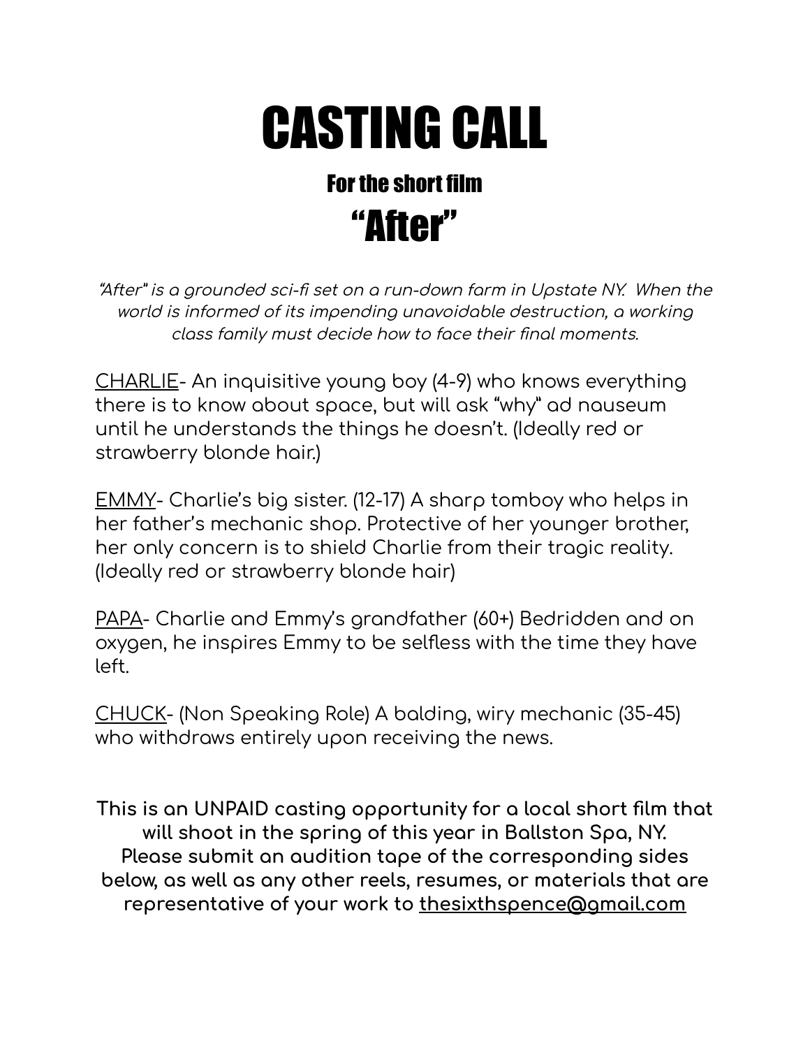# CASTING CALL

## For the short film

## "After"

*"After" is a grounded sci-fi set on a run-down farm in Upstate NY. When the world is informed of its impending unavoidable destruction, a working class family must decide how to face their final moments.*

CHARLIE- An inquisitive young boy (4-9) who knows everything there is to know about space, but will ask "why" ad nauseum until he understands the things he doesn't. (Ideally red or strawberry blonde hair.)

EMMY- Charlie's big sister. (12-17) A sharp tomboy who helps in her father's mechanic shop. Protective of her younger brother, her only concern is to shield Charlie from their tragic reality. (Ideally red or strawberry blonde hair)

PAPA- Charlie and Emmy's grandfather (60+) Bedridden and on oxygen, he inspires Emmy to be selfless with the time they have left.

CHUCK- (Non Speaking Role) A balding, wiry mechanic (35-45) who withdraws entirely upon receiving the news.

**This is an UNPAID casting opportunity for a local short film that will shoot in the spring of this year in Ballston Spa, NY. Please submit an audition tape of the corresponding sides below, as well as any other reels, resumes, or materials that are representative of your work to thesixthspence@gmail.com**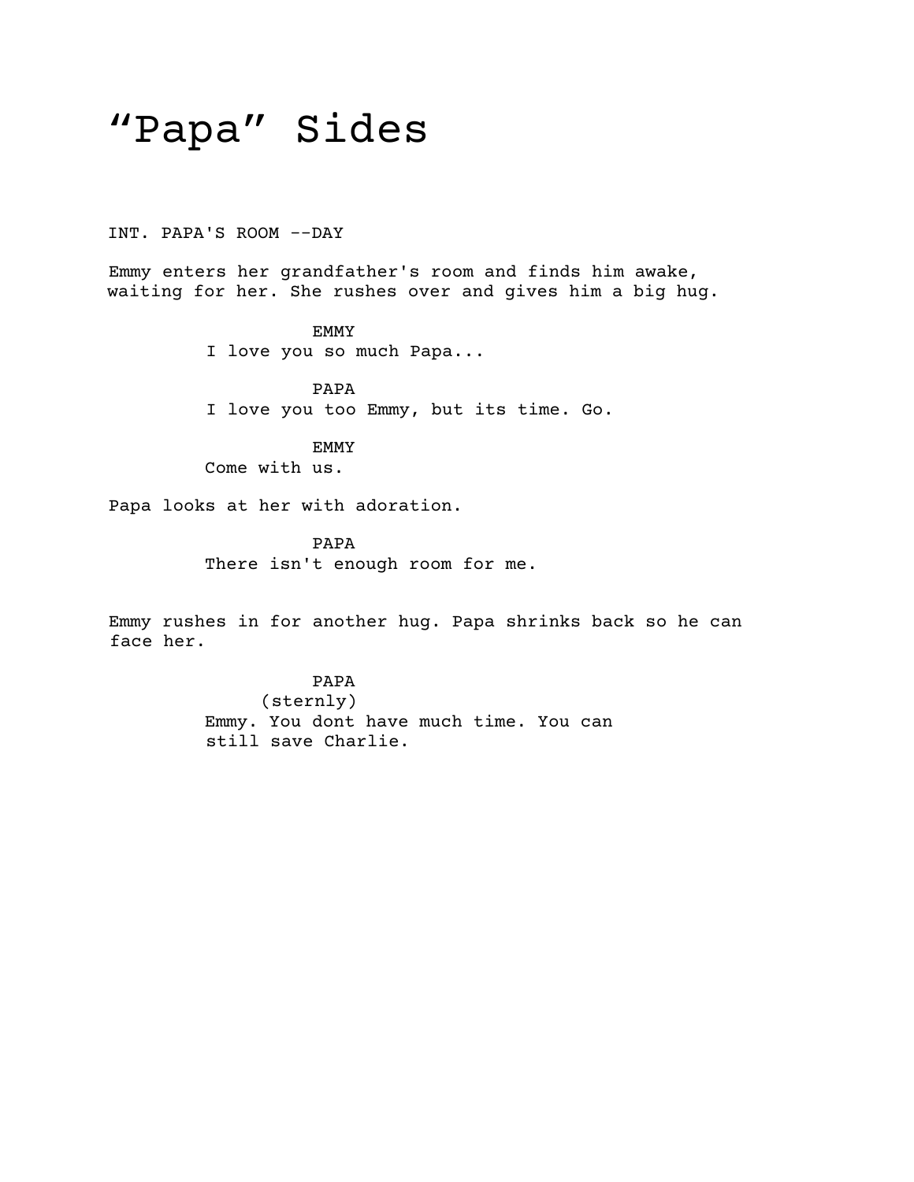# "Papa" Sides

INT. PAPA'S ROOM --DAY

Emmy enters her grandfather's room and finds him awake, waiting for her. She rushes over and gives him a big hug.

EMMY
I love you so much Papa...

PAPA
I love you too Emmy, but its time. Go.

EMMY
Come with us.

Papa looks at her with adoration.

PAPA
There isn't enough room for me.

Emmy rushes in for another hug. Papa shrinks back so he can face her.

PAPA
(sternly)
Emmy. You dont have much time. You can still save Charlie.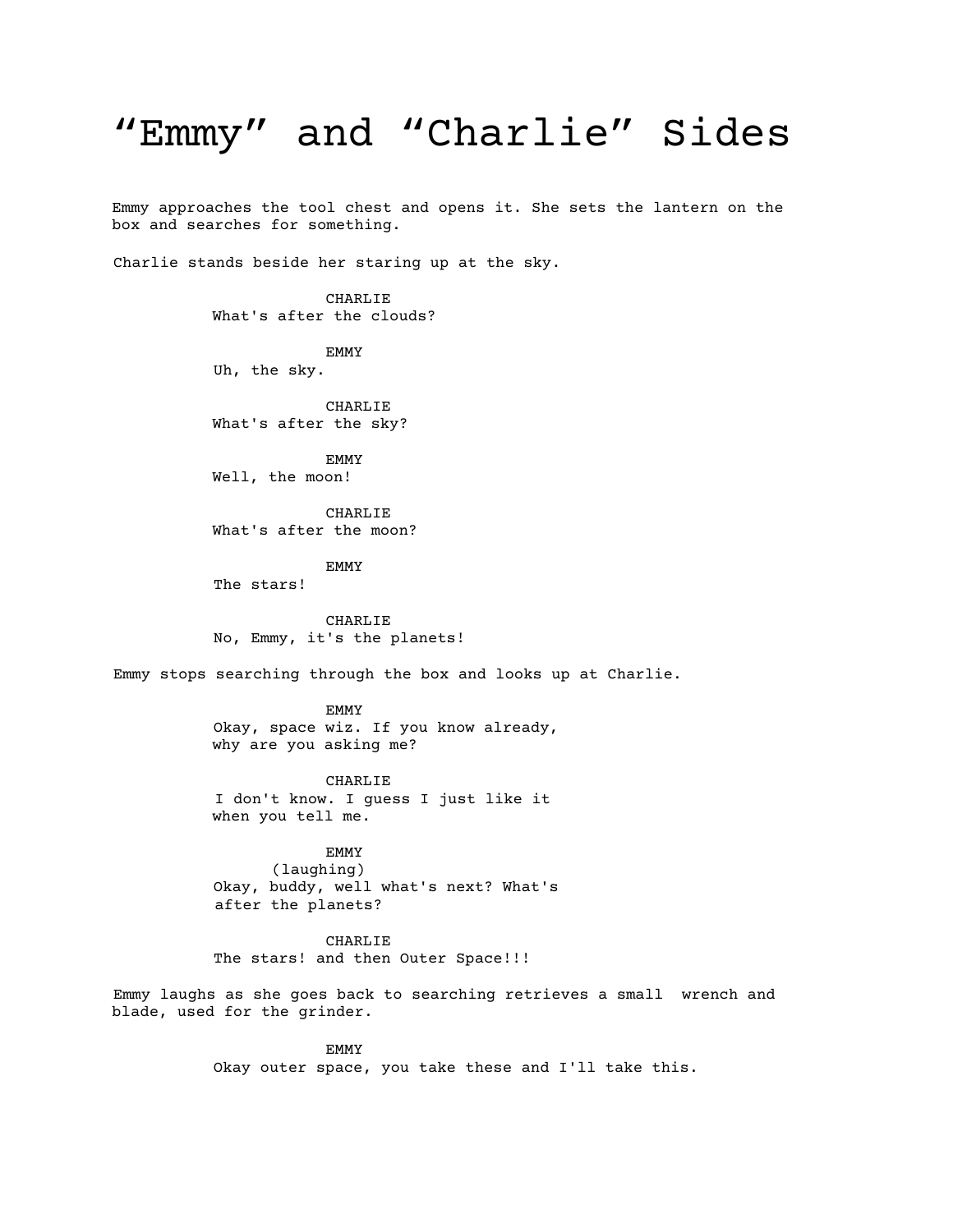# “Emmy” and “Charlie” Sides

Emmy approaches the tool chest and opens it. She sets the lantern on the box and searches for something.

Charlie stands beside her staring up at the sky.

CHARLIE
What's after the clouds?

EMMY
Uh, the sky.

CHARLIE
What's after the sky?

EMMY
Well, the moon!

CHARLIE
What's after the moon?

EMMY
The stars!

CHARLIE
No, Emmy, it's the planets!

Emmy stops searching through the box and looks up at Charlie.

EMMY
Okay, space wiz. If you know already, why are you asking me?

CHARLIE
I don't know. I guess I just like it when you tell me.

EMMY
(laughing)
Okay, buddy, well what's next? What's after the planets?

CHARLIE
The stars! and then Outer Space!!!

Emmy laughs as she goes back to searching retrieves a small wrench and blade, used for the grinder.

EMMY
Okay outer space, you take these and I'll take this.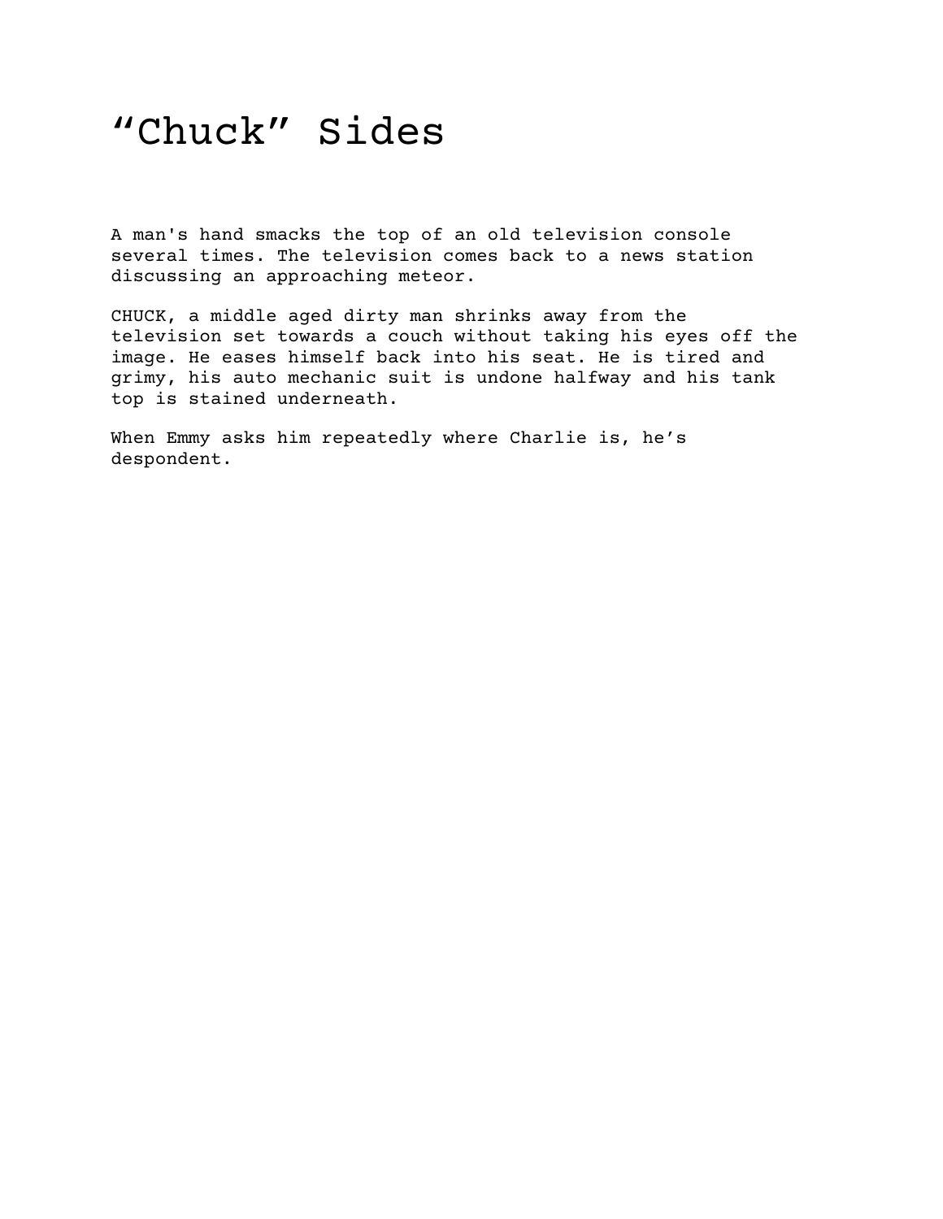# “Chuck” Sides

A man's hand smacks the top of an old television console several times. The television comes back to a news station discussing an approaching meteor.

CHUCK, a middle aged dirty man shrinks away from the television set towards a couch without taking his eyes off the image. He eases himself back into his seat. He is tired and grimy, his auto mechanic suit is undone halfway and his tank top is stained underneath.

When Emmy asks him repeatedly where Charlie is, he’s despondent.